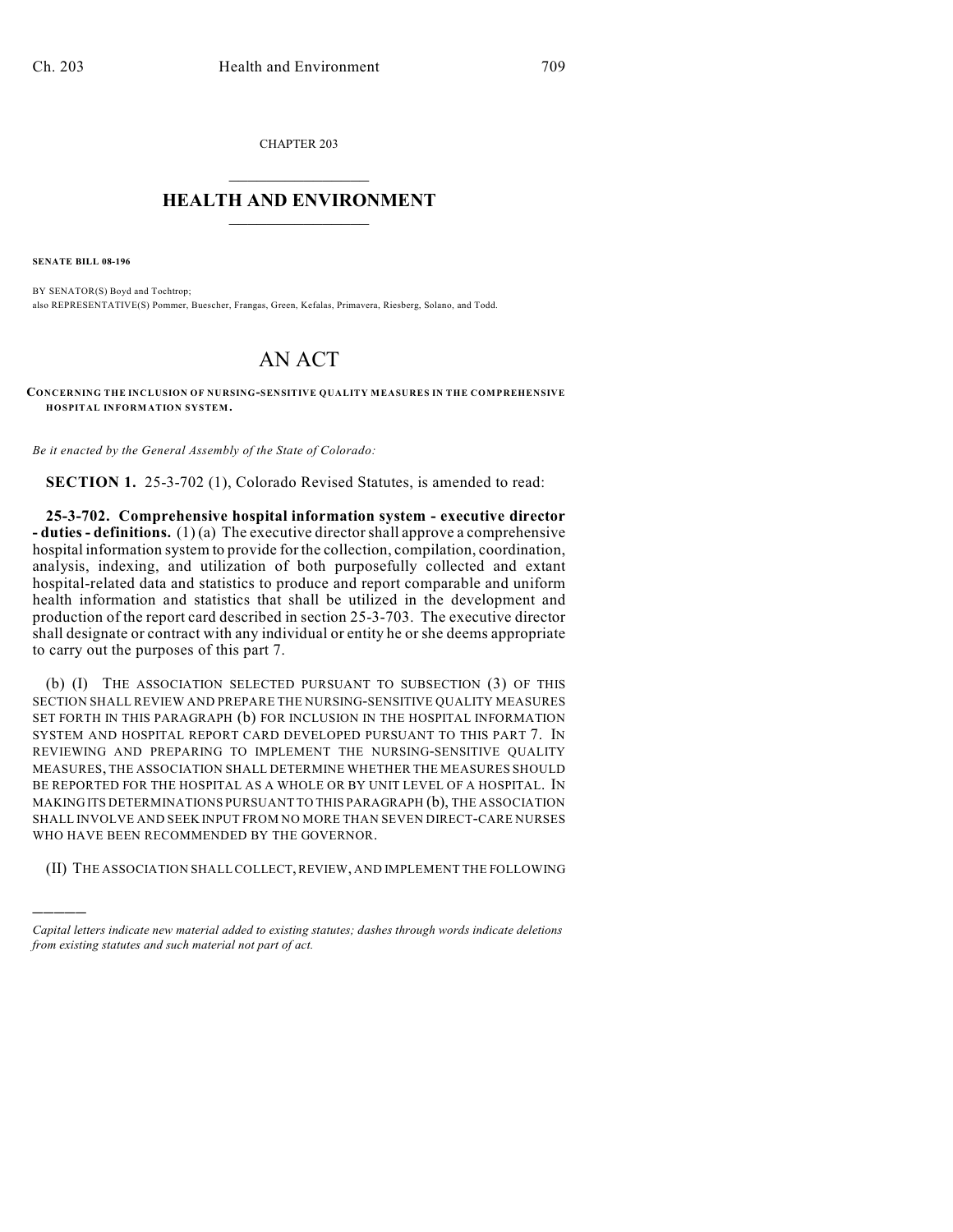CHAPTER 203

# HEALTH AND ENVIRONMENT

**SENATE BILL 08-196**

BY SENATOR(S) Boyd and Tochtrop;
also REPRESENTATIVE(S) Pommer, Buescher, Frangas, Green, Kefalas, Primavera, Riesberg, Solano, and Todd.

# AN ACT

**CONCERNING THE INCLUSION OF NURSING-SENSITIVE QUALITY MEASURES IN THE COMPREHENSIVE HOSPITAL INFORMATION SYSTEM.**

*Be it enacted by the General Assembly of the State of Colorado:*

**SECTION 1.** 25-3-702 (1), Colorado Revised Statutes, is amended to read:

**25-3-702. Comprehensive hospital information system - executive director - duties - definitions.** (1) (a) The executive director shall approve a comprehensive hospital information system to provide for the collection, compilation, coordination, analysis, indexing, and utilization of both purposefully collected and extant hospital-related data and statistics to produce and report comparable and uniform health information and statistics that shall be utilized in the development and production of the report card described in section 25-3-703. The executive director shall designate or contract with any individual or entity he or she deems appropriate to carry out the purposes of this part 7.

(b) (I) THE ASSOCIATION SELECTED PURSUANT TO SUBSECTION (3) OF THIS SECTION SHALL REVIEW AND PREPARE THE NURSING-SENSITIVE QUALITY MEASURES SET FORTH IN THIS PARAGRAPH (b) FOR INCLUSION IN THE HOSPITAL INFORMATION SYSTEM AND HOSPITAL REPORT CARD DEVELOPED PURSUANT TO THIS PART 7. IN REVIEWING AND PREPARING TO IMPLEMENT THE NURSING-SENSITIVE QUALITY MEASURES, THE ASSOCIATION SHALL DETERMINE WHETHER THE MEASURES SHOULD BE REPORTED FOR THE HOSPITAL AS A WHOLE OR BY UNIT LEVEL OF A HOSPITAL. IN MAKING ITS DETERMINATIONS PURSUANT TO THIS PARAGRAPH (b), THE ASSOCIATION SHALL INVOLVE AND SEEK INPUT FROM NO MORE THAN SEVEN DIRECT-CARE NURSES WHO HAVE BEEN RECOMMENDED BY THE GOVERNOR.

(II) THE ASSOCIATION SHALL COLLECT, REVIEW, AND IMPLEMENT THE FOLLOWING

---

*Capital letters indicate new material added to existing statutes; dashes through words indicate deletions from existing statutes and such material not part of act.*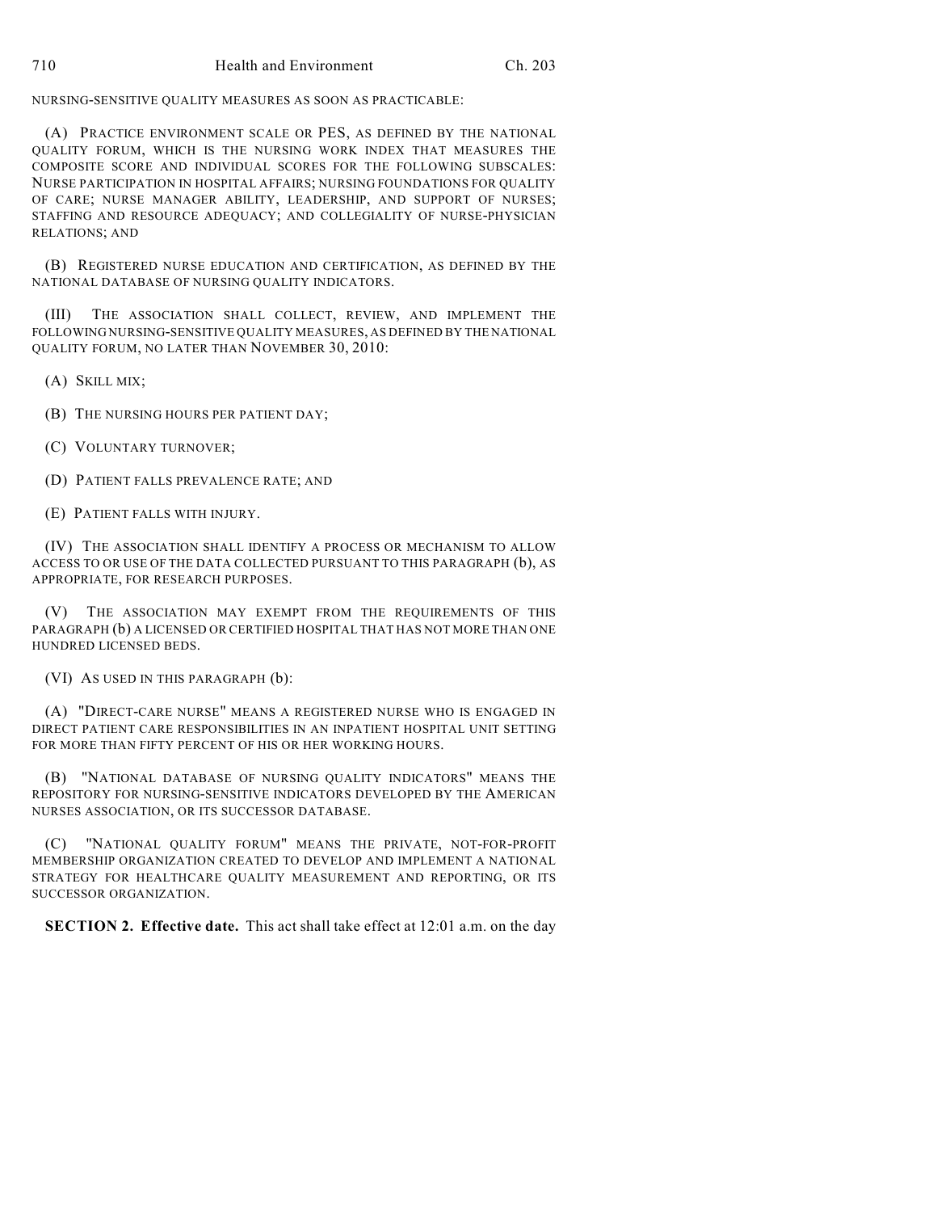NURSING-SENSITIVE QUALITY MEASURES AS SOON AS PRACTICABLE:

(A) PRACTICE ENVIRONMENT SCALE OR PES, AS DEFINED BY THE NATIONAL QUALITY FORUM, WHICH IS THE NURSING WORK INDEX THAT MEASURES THE COMPOSITE SCORE AND INDIVIDUAL SCORES FOR THE FOLLOWING SUBSCALES: NURSE PARTICIPATION IN HOSPITAL AFFAIRS; NURSING FOUNDATIONS FOR QUALITY OF CARE; NURSE MANAGER ABILITY, LEADERSHIP, AND SUPPORT OF NURSES; STAFFING AND RESOURCE ADEQUACY; AND COLLEGIALITY OF NURSE-PHYSICIAN RELATIONS; AND

(B) REGISTERED NURSE EDUCATION AND CERTIFICATION, AS DEFINED BY THE NATIONAL DATABASE OF NURSING QUALITY INDICATORS.

(III) THE ASSOCIATION SHALL COLLECT, REVIEW, AND IMPLEMENT THE FOLLOWING NURSING-SENSITIVE QUALITY MEASURES, AS DEFINED BY THE NATIONAL QUALITY FORUM, NO LATER THAN NOVEMBER 30, 2010:

(A) SKILL MIX;

(B) THE NURSING HOURS PER PATIENT DAY;

(C) VOLUNTARY TURNOVER;

(D) PATIENT FALLS PREVALENCE RATE; AND

(E) PATIENT FALLS WITH INJURY.

(IV) THE ASSOCIATION SHALL IDENTIFY A PROCESS OR MECHANISM TO ALLOW ACCESS TO OR USE OF THE DATA COLLECTED PURSUANT TO THIS PARAGRAPH (b), AS APPROPRIATE, FOR RESEARCH PURPOSES.

(V) THE ASSOCIATION MAY EXEMPT FROM THE REQUIREMENTS OF THIS PARAGRAPH (b) A LICENSED OR CERTIFIED HOSPITAL THAT HAS NOT MORE THAN ONE HUNDRED LICENSED BEDS.

(VI) AS USED IN THIS PARAGRAPH (b):

(A) "DIRECT-CARE NURSE" MEANS A REGISTERED NURSE WHO IS ENGAGED IN DIRECT PATIENT CARE RESPONSIBILITIES IN AN INPATIENT HOSPITAL UNIT SETTING FOR MORE THAN FIFTY PERCENT OF HIS OR HER WORKING HOURS.

(B) "NATIONAL DATABASE OF NURSING QUALITY INDICATORS" MEANS THE REPOSITORY FOR NURSING-SENSITIVE INDICATORS DEVELOPED BY THE AMERICAN NURSES ASSOCIATION, OR ITS SUCCESSOR DATABASE.

(C) "NATIONAL QUALITY FORUM" MEANS THE PRIVATE, NOT-FOR-PROFIT MEMBERSHIP ORGANIZATION CREATED TO DEVELOP AND IMPLEMENT A NATIONAL STRATEGY FOR HEALTHCARE QUALITY MEASUREMENT AND REPORTING, OR ITS SUCCESSOR ORGANIZATION.

**SECTION 2. Effective date.** This act shall take effect at 12:01 a.m. on the day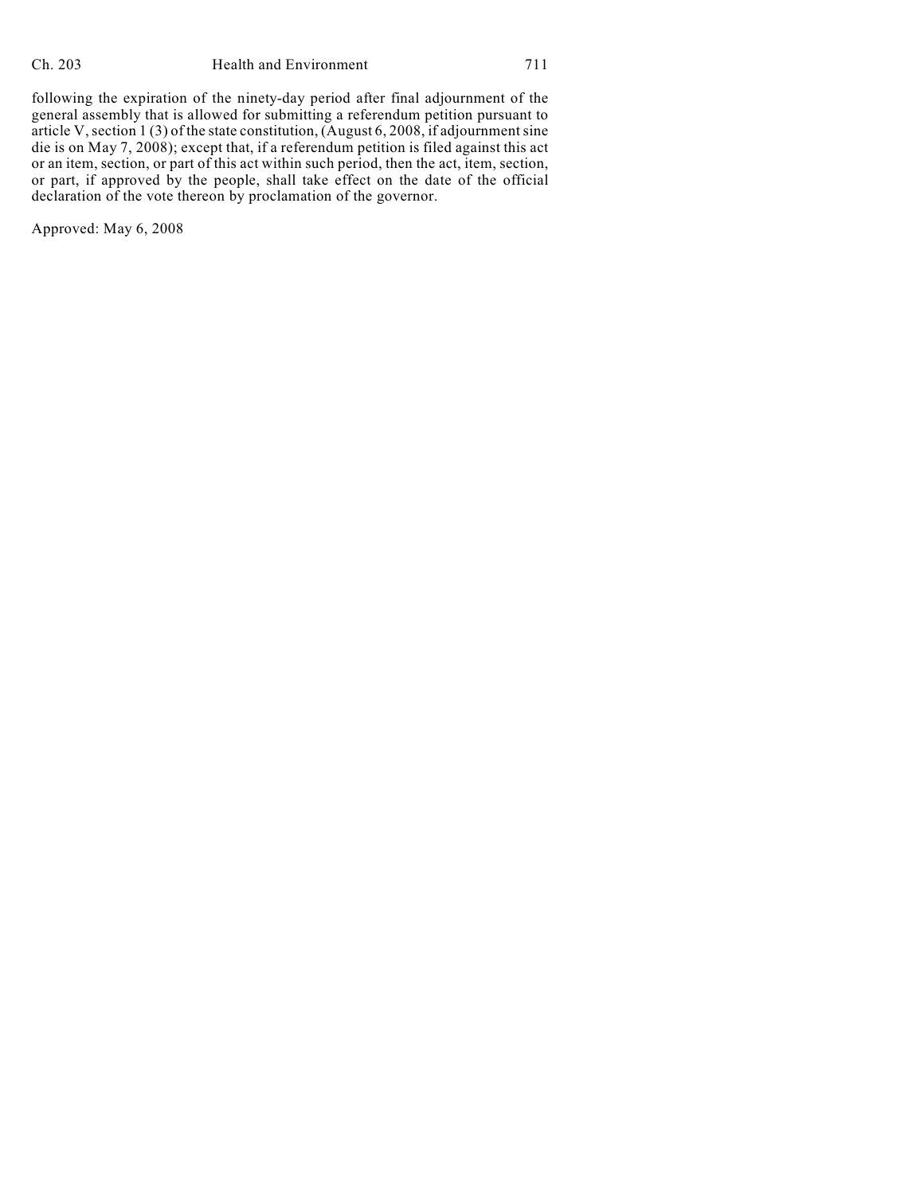following the expiration of the ninety-day period after final adjournment of the general assembly that is allowed for submitting a referendum petition pursuant to article V, section 1 (3) of the state constitution, (August 6, 2008, if adjournment sine die is on May 7, 2008); except that, if a referendum petition is filed against this act or an item, section, or part of this act within such period, then the act, item, section, or part, if approved by the people, shall take effect on the date of the official declaration of the vote thereon by proclamation of the governor.

Approved: May 6, 2008